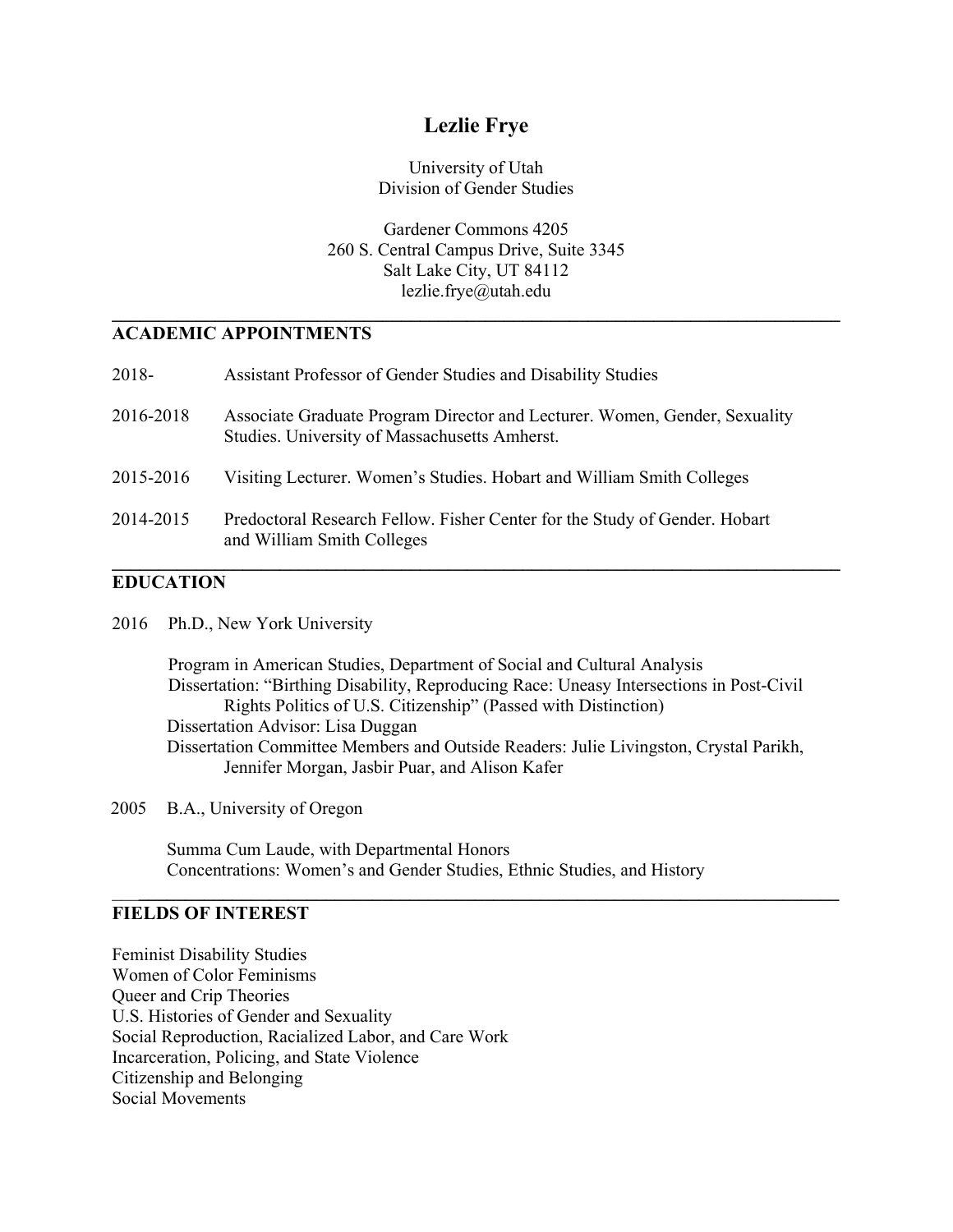# Lezlie Frye

University of Utah
Division of Gender Studies

Gardener Commons 4205
260 S. Central Campus Drive, Suite 3345
Salt Lake City, UT 84112
lezlie.frye@utah.edu

---

## ACADEMIC APPOINTMENTS

2018- Assistant Professor of Gender Studies and Disability Studies

2016-2018 Associate Graduate Program Director and Lecturer. Women, Gender, Sexuality Studies. University of Massachusetts Amherst.

2015-2016 Visiting Lecturer. Women's Studies. Hobart and William Smith Colleges

2014-2015 Predoctoral Research Fellow. Fisher Center for the Study of Gender. Hobart and William Smith Colleges

---

## EDUCATION

2016 Ph.D., New York University

Program in American Studies, Department of Social and Cultural Analysis
Dissertation: "Birthing Disability, Reproducing Race: Uneasy Intersections in Post-Civil Rights Politics of U.S. Citizenship" (Passed with Distinction)
Dissertation Advisor: Lisa Duggan
Dissertation Committee Members and Outside Readers: Julie Livingston, Crystal Parikh, Jennifer Morgan, Jasbir Puar, and Alison Kafer

2005 B.A., University of Oregon

Summa Cum Laude, with Departmental Honors
Concentrations: Women's and Gender Studies, Ethnic Studies, and History

---

## FIELDS OF INTEREST

Feminist Disability Studies
Women of Color Feminisms
Queer and Crip Theories
U.S. Histories of Gender and Sexuality
Social Reproduction, Racialized Labor, and Care Work
Incarceration, Policing, and State Violence
Citizenship and Belonging
Social Movements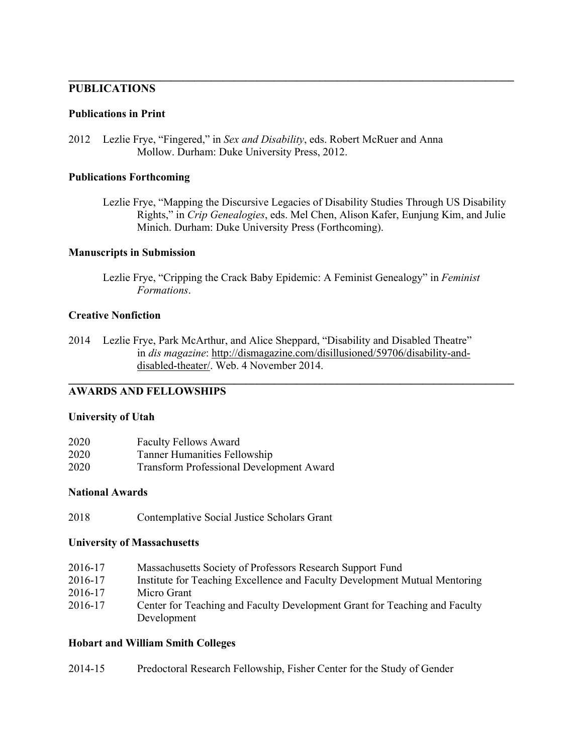## PUBLICATIONS

### Publications in Print

2012 Lezlie Frye, "Fingered," in *Sex and Disability*, eds. Robert McRuer and Anna Mollow. Durham: Duke University Press, 2012.

### Publications Forthcoming

Lezlie Frye, "Mapping the Discursive Legacies of Disability Studies Through US Disability Rights," in *Crip Genealogies*, eds. Mel Chen, Alison Kafer, Eunjung Kim, and Julie Minich. Durham: Duke University Press (Forthcoming).

### Manuscripts in Submission

Lezlie Frye, "Cripping the Crack Baby Epidemic: A Feminist Genealogy" in *Feminist Formations*.

### Creative Nonfiction

2014 Lezlie Frye, Park McArthur, and Alice Sheppard, "Disability and Disabled Theatre" in *dis magazine*: http://dismagazine.com/disillusioned/59706/disability-and-disabled-theater/. Web. 4 November 2014.

## AWARDS AND FELLOWSHIPS

### University of Utah

2020 Faculty Fellows Award
2020 Tanner Humanities Fellowship
2020 Transform Professional Development Award

### National Awards

2018 Contemplative Social Justice Scholars Grant

### University of Massachusetts

2016-17 Massachusetts Society of Professors Research Support Fund
2016-17 Institute for Teaching Excellence and Faculty Development Mutual Mentoring
2016-17 Micro Grant
2016-17 Center for Teaching and Faculty Development Grant for Teaching and Faculty Development

### Hobart and William Smith Colleges

2014-15 Predoctoral Research Fellowship, Fisher Center for the Study of Gender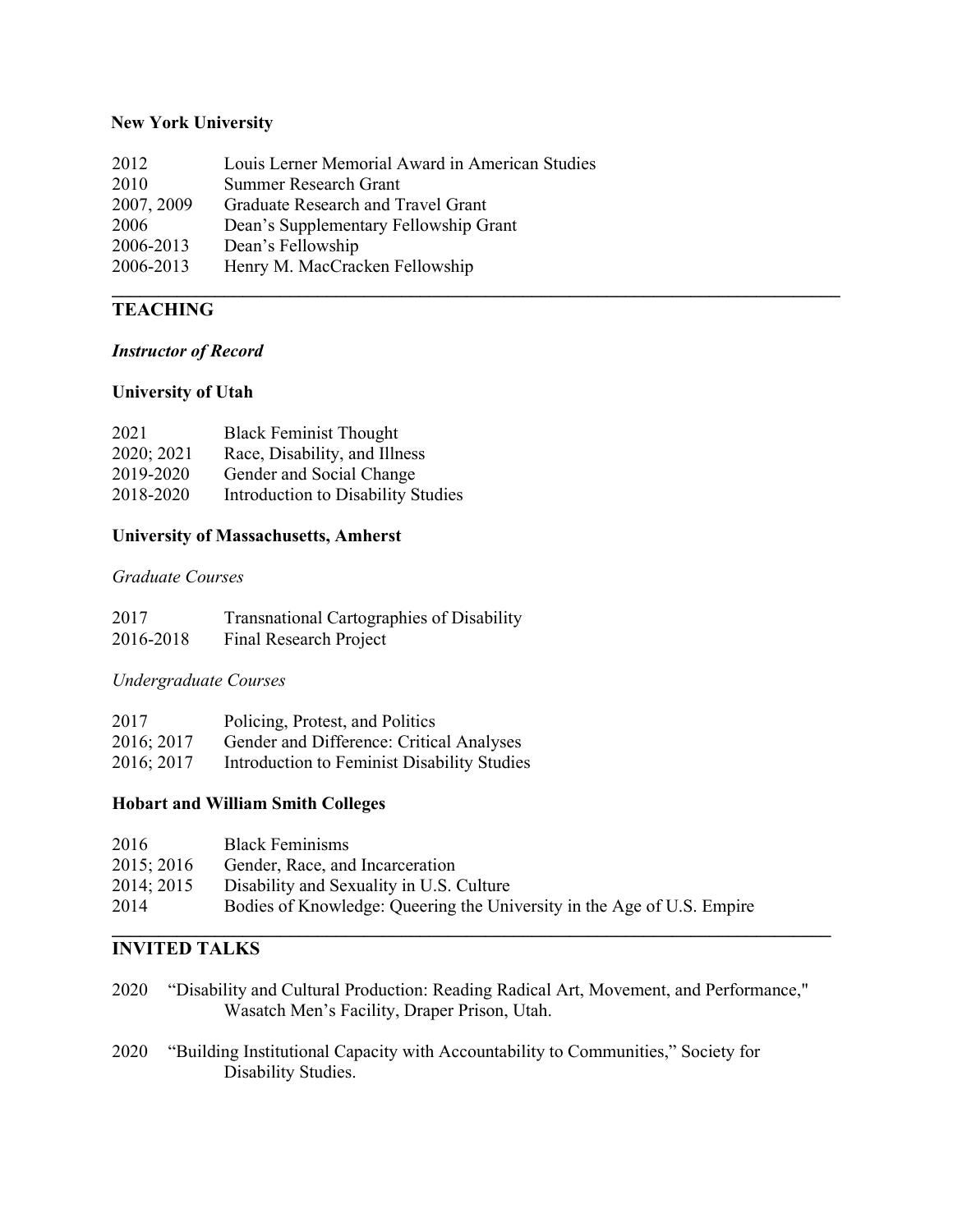**New York University**

| | |
|---|---|
| 2012 | Louis Lerner Memorial Award in American Studies |
| 2010 | Summer Research Grant |
| 2007, 2009 | Graduate Research and Travel Grant |
| 2006 | Dean's Supplementary Fellowship Grant |
| 2006-2013 | Dean's Fellowship |
| 2006-2013 | Henry M. MacCracken Fellowship |

---

## TEACHING

***Instructor of Record***

**University of Utah**

| | |
|---|---|
| 2021 | Black Feminist Thought |
| 2020; 2021 | Race, Disability, and Illness |
| 2019-2020 | Gender and Social Change |
| 2018-2020 | Introduction to Disability Studies |

**University of Massachusetts, Amherst**

*Graduate Courses*

| | |
|---|---|
| 2017 | Transnational Cartographies of Disability |
| 2016-2018 | Final Research Project |

*Undergraduate Courses*

| | |
|---|---|
| 2017 | Policing, Protest, and Politics |
| 2016; 2017 | Gender and Difference: Critical Analyses |
| 2016; 2017 | Introduction to Feminist Disability Studies |

**Hobart and William Smith Colleges**

| | |
|---|---|
| 2016 | Black Feminisms |
| 2015; 2016 | Gender, Race, and Incarceration |
| 2014; 2015 | Disability and Sexuality in U.S. Culture |
| 2014 | Bodies of Knowledge: Queering the University in the Age of U.S. Empire |

---

## INVITED TALKS

2020 "Disability and Cultural Production: Reading Radical Art, Movement, and Performance," Wasatch Men's Facility, Draper Prison, Utah.

2020 "Building Institutional Capacity with Accountability to Communities," Society for Disability Studies.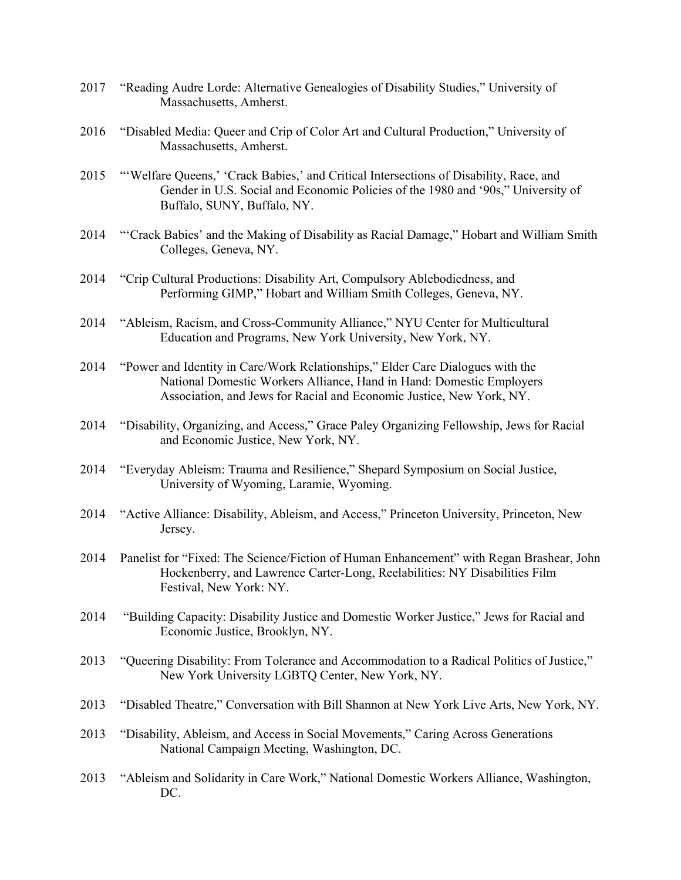2017 "Reading Audre Lorde: Alternative Genealogies of Disability Studies," University of Massachusetts, Amherst.

2016 "Disabled Media: Queer and Crip of Color Art and Cultural Production," University of Massachusetts, Amherst.

2015 "'Welfare Queens,' 'Crack Babies,' and Critical Intersections of Disability, Race, and Gender in U.S. Social and Economic Policies of the 1980 and '90s," University of Buffalo, SUNY, Buffalo, NY.

2014 "'Crack Babies' and the Making of Disability as Racial Damage," Hobart and William Smith Colleges, Geneva, NY.

2014 "Crip Cultural Productions: Disability Art, Compulsory Ablebodiedness, and Performing GIMP," Hobart and William Smith Colleges, Geneva, NY.

2014 "Ableism, Racism, and Cross-Community Alliance," NYU Center for Multicultural Education and Programs, New York University, New York, NY.

2014 "Power and Identity in Care/Work Relationships," Elder Care Dialogues with the National Domestic Workers Alliance, Hand in Hand: Domestic Employers Association, and Jews for Racial and Economic Justice, New York, NY.

2014 "Disability, Organizing, and Access," Grace Paley Organizing Fellowship, Jews for Racial and Economic Justice, New York, NY.

2014 "Everyday Ableism: Trauma and Resilience," Shepard Symposium on Social Justice, University of Wyoming, Laramie, Wyoming.

2014 "Active Alliance: Disability, Ableism, and Access," Princeton University, Princeton, New Jersey.

2014 Panelist for "Fixed: The Science/Fiction of Human Enhancement" with Regan Brashear, John Hockenberry, and Lawrence Carter-Long, Reelabilities: NY Disabilities Film Festival, New York: NY.

2014 "Building Capacity: Disability Justice and Domestic Worker Justice," Jews for Racial and Economic Justice, Brooklyn, NY.

2013 "Queering Disability: From Tolerance and Accommodation to a Radical Politics of Justice," New York University LGBTQ Center, New York, NY.

2013 "Disabled Theatre," Conversation with Bill Shannon at New York Live Arts, New York, NY.

2013 "Disability, Ableism, and Access in Social Movements," Caring Across Generations National Campaign Meeting, Washington, DC.

2013 "Ableism and Solidarity in Care Work," National Domestic Workers Alliance, Washington, DC.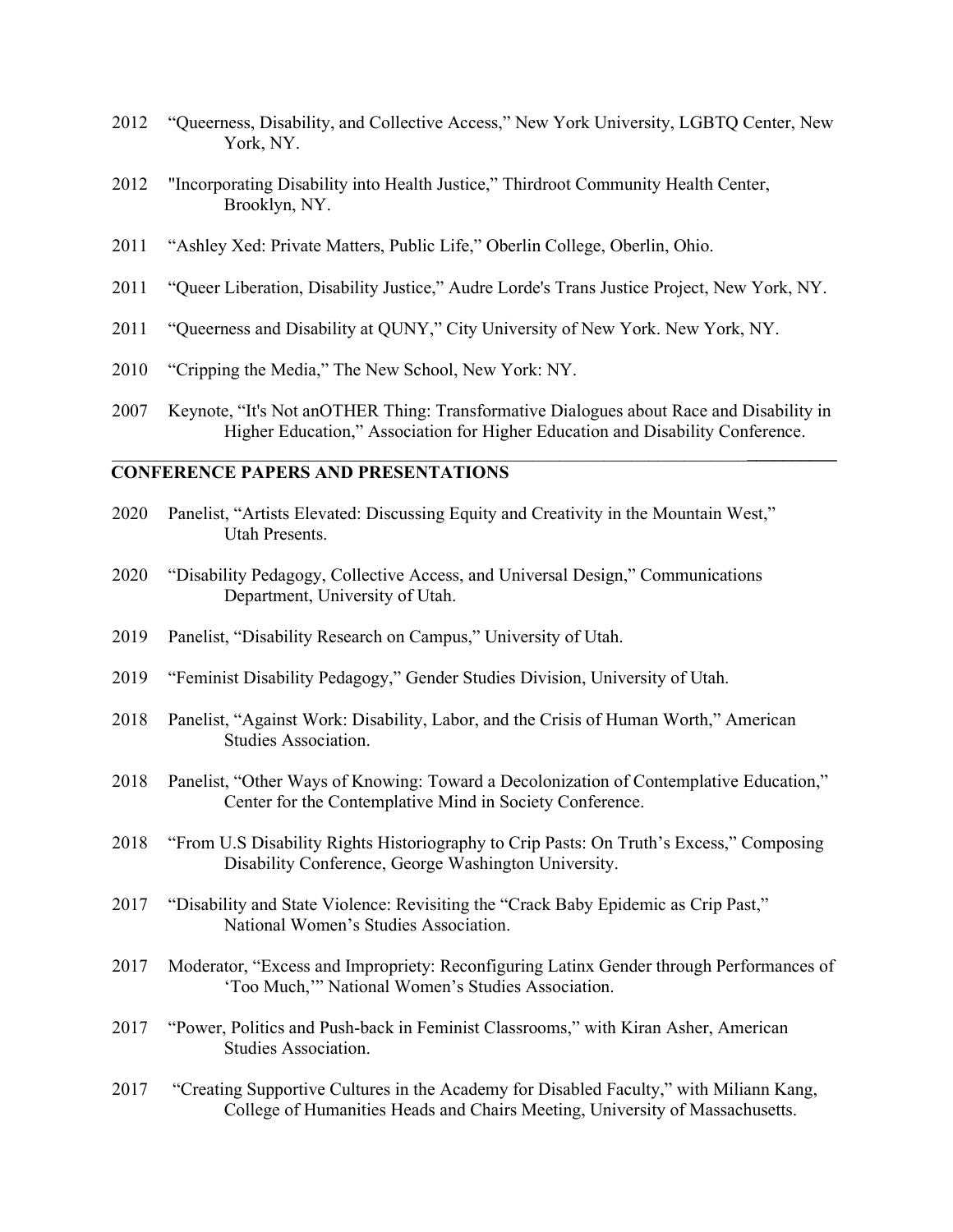2012 "Queerness, Disability, and Collective Access," New York University, LGBTQ Center, New York, NY.

2012 "Incorporating Disability into Health Justice," Thirdroot Community Health Center, Brooklyn, NY.

2011 "Ashley Xed: Private Matters, Public Life," Oberlin College, Oberlin, Ohio.

2011 "Queer Liberation, Disability Justice," Audre Lorde's Trans Justice Project, New York, NY.

2011 "Queerness and Disability at QUNY," City University of New York. New York, NY.

2010 "Cripping the Media," The New School, New York: NY.

2007 Keynote, "It's Not anOTHER Thing: Transformative Dialogues about Race and Disability in Higher Education," Association for Higher Education and Disability Conference.

## CONFERENCE PAPERS AND PRESENTATIONS

2020 Panelist, "Artists Elevated: Discussing Equity and Creativity in the Mountain West," Utah Presents.

2020 "Disability Pedagogy, Collective Access, and Universal Design," Communications Department, University of Utah.

2019 Panelist, "Disability Research on Campus," University of Utah.

2019 "Feminist Disability Pedagogy," Gender Studies Division, University of Utah.

2018 Panelist, "Against Work: Disability, Labor, and the Crisis of Human Worth," American Studies Association.

2018 Panelist, "Other Ways of Knowing: Toward a Decolonization of Contemplative Education," Center for the Contemplative Mind in Society Conference.

2018 "From U.S Disability Rights Historiography to Crip Pasts: On Truth's Excess," Composing Disability Conference, George Washington University.

2017 "Disability and State Violence: Revisiting the "Crack Baby Epidemic as Crip Past," National Women's Studies Association.

2017 Moderator, "Excess and Impropriety: Reconfiguring Latinx Gender through Performances of 'Too Much,'" National Women's Studies Association.

2017 "Power, Politics and Push-back in Feminist Classrooms," with Kiran Asher, American Studies Association.

2017 "Creating Supportive Cultures in the Academy for Disabled Faculty," with Miliann Kang, College of Humanities Heads and Chairs Meeting, University of Massachusetts.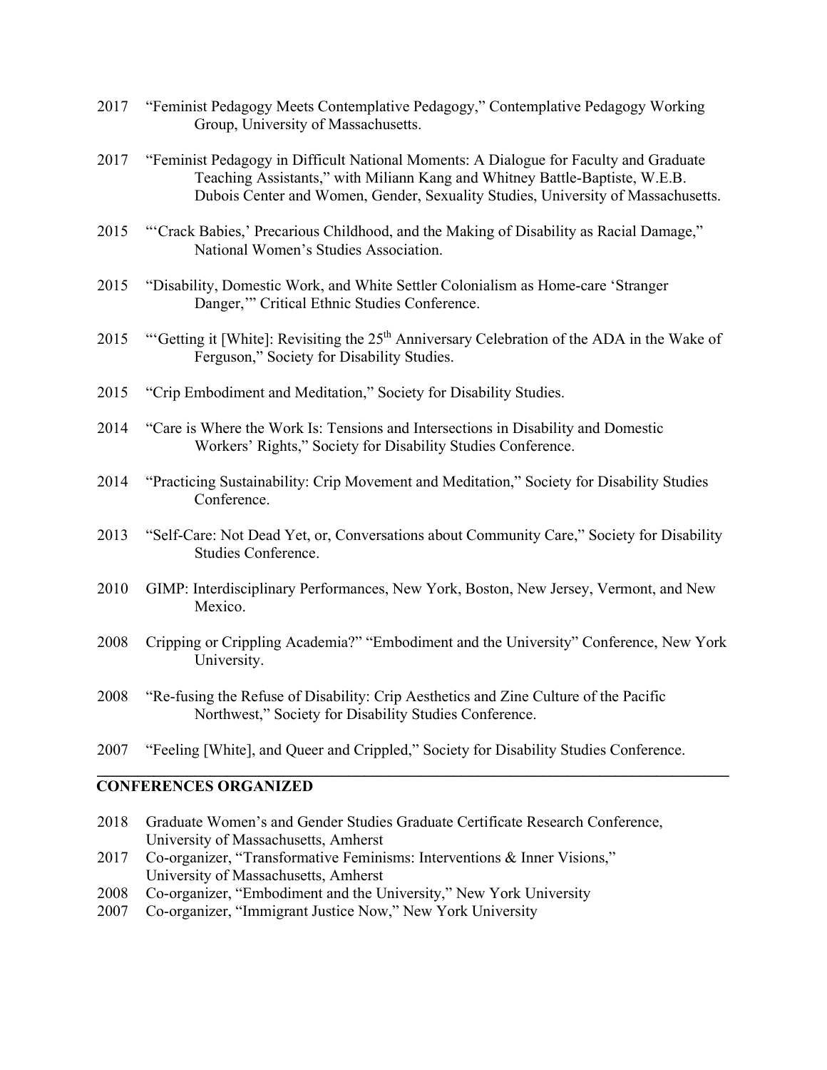2017 "Feminist Pedagogy Meets Contemplative Pedagogy," Contemplative Pedagogy Working Group, University of Massachusetts.

2017 "Feminist Pedagogy in Difficult National Moments: A Dialogue for Faculty and Graduate Teaching Assistants," with Miliann Kang and Whitney Battle-Baptiste, W.E.B. Dubois Center and Women, Gender, Sexuality Studies, University of Massachusetts.

2015 "'Crack Babies,' Precarious Childhood, and the Making of Disability as Racial Damage," National Women's Studies Association.

2015 "Disability, Domestic Work, and White Settler Colonialism as Home-care 'Stranger Danger,'" Critical Ethnic Studies Conference.

2015 "'Getting it [White]: Revisiting the 25th Anniversary Celebration of the ADA in the Wake of Ferguson," Society for Disability Studies.

2015 "Crip Embodiment and Meditation," Society for Disability Studies.

2014 "Care is Where the Work Is: Tensions and Intersections in Disability and Domestic Workers' Rights," Society for Disability Studies Conference.

2014 "Practicing Sustainability: Crip Movement and Meditation," Society for Disability Studies Conference.

2013 "Self-Care: Not Dead Yet, or, Conversations about Community Care," Society for Disability Studies Conference.

2010 GIMP: Interdisciplinary Performances, New York, Boston, New Jersey, Vermont, and New Mexico.

2008 Cripping or Crippling Academia?" "Embodiment and the University" Conference, New York University.

2008 "Re-fusing the Refuse of Disability: Crip Aesthetics and Zine Culture of the Pacific Northwest," Society for Disability Studies Conference.

2007 "Feeling [White], and Queer and Crippled," Society for Disability Studies Conference.

## CONFERENCES ORGANIZED

2018 Graduate Women's and Gender Studies Graduate Certificate Research Conference, University of Massachusetts, Amherst

2017 Co-organizer, "Transformative Feminisms: Interventions & Inner Visions," University of Massachusetts, Amherst

2008 Co-organizer, "Embodiment and the University," New York University

2007 Co-organizer, "Immigrant Justice Now," New York University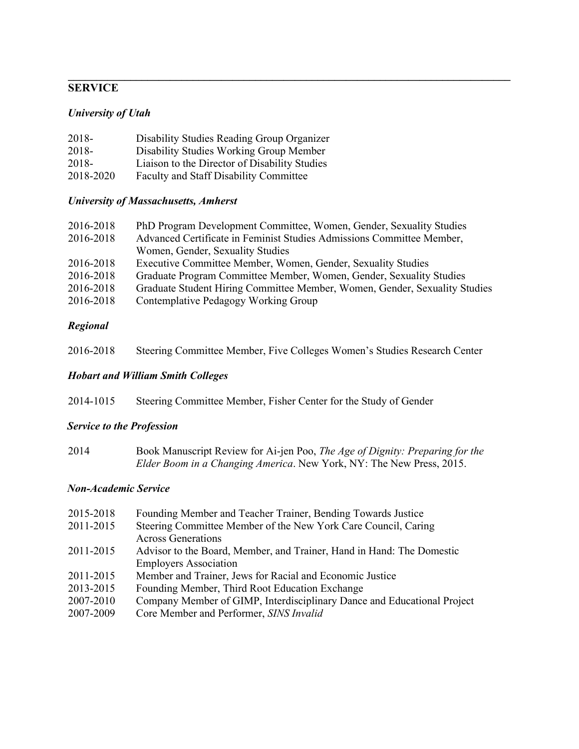## SERVICE

### *University of Utah*

2018- Disability Studies Reading Group Organizer
2018- Disability Studies Working Group Member
2018- Liaison to the Director of Disability Studies
2018-2020 Faculty and Staff Disability Committee

### *University of Massachusetts, Amherst*

2016-2018 PhD Program Development Committee, Women, Gender, Sexuality Studies
2016-2018 Advanced Certificate in Feminist Studies Admissions Committee Member, Women, Gender, Sexuality Studies
2016-2018 Executive Committee Member, Women, Gender, Sexuality Studies
2016-2018 Graduate Program Committee Member, Women, Gender, Sexuality Studies
2016-2018 Graduate Student Hiring Committee Member, Women, Gender, Sexuality Studies
2016-2018 Contemplative Pedagogy Working Group

### *Regional*

2016-2018 Steering Committee Member, Five Colleges Women's Studies Research Center

### *Hobart and William Smith Colleges*

2014-1015 Steering Committee Member, Fisher Center for the Study of Gender

### *Service to the Profession*

2014 Book Manuscript Review for Ai-jen Poo, *The Age of Dignity: Preparing for the Elder Boom in a Changing America*. New York, NY: The New Press, 2015.

### *Non-Academic Service*

2015-2018 Founding Member and Teacher Trainer, Bending Towards Justice
2011-2015 Steering Committee Member of the New York Care Council, Caring Across Generations
2011-2015 Advisor to the Board, Member, and Trainer, Hand in Hand: The Domestic Employers Association
2011-2015 Member and Trainer, Jews for Racial and Economic Justice
2013-2015 Founding Member, Third Root Education Exchange
2007-2010 Company Member of GIMP, Interdisciplinary Dance and Educational Project
2007-2009 Core Member and Performer, *SINS Invalid*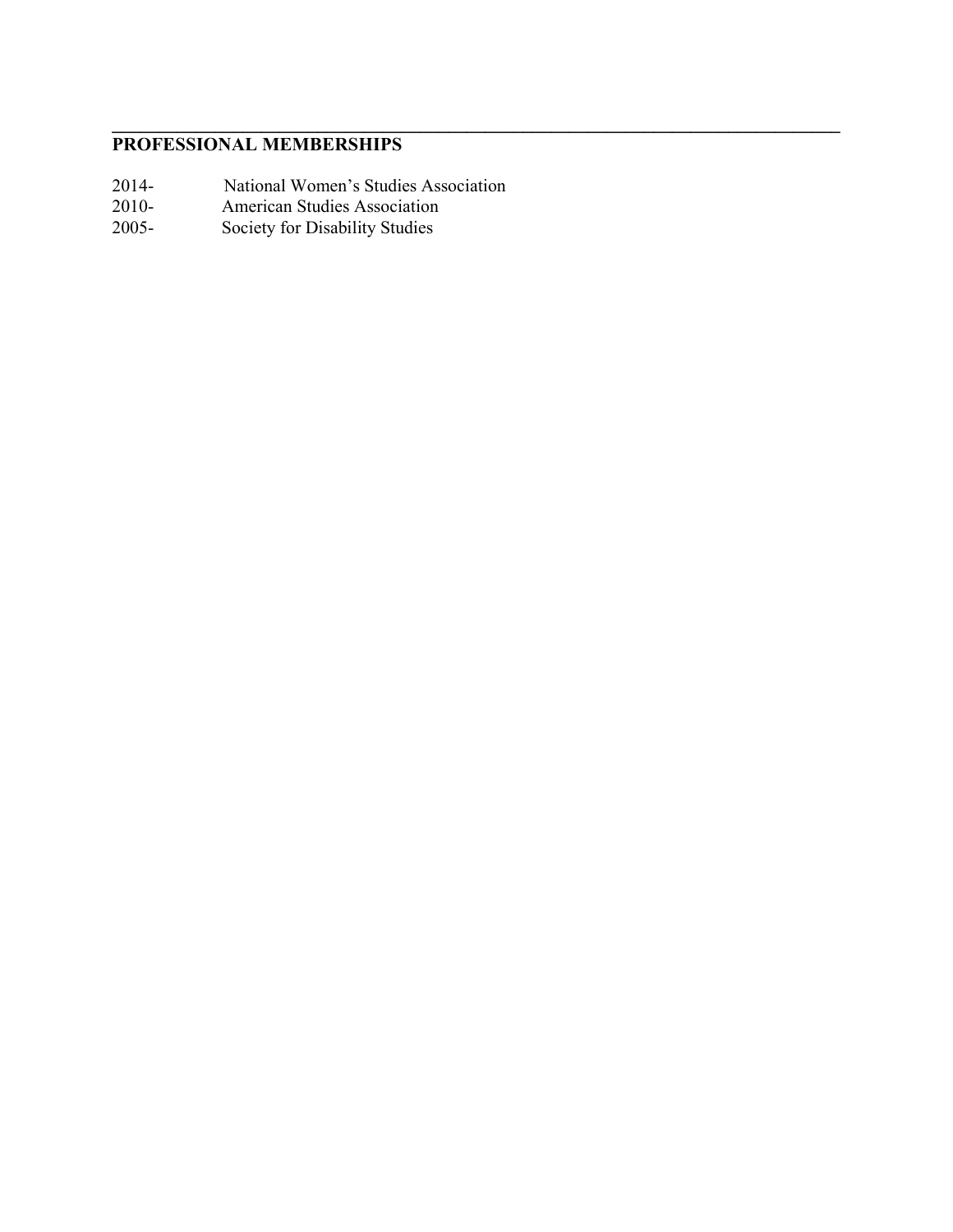## PROFESSIONAL MEMBERSHIPS

| | |
|---|---|
| 2014- | National Women's Studies Association |
| 2010- | American Studies Association |
| 2005- | Society for Disability Studies |